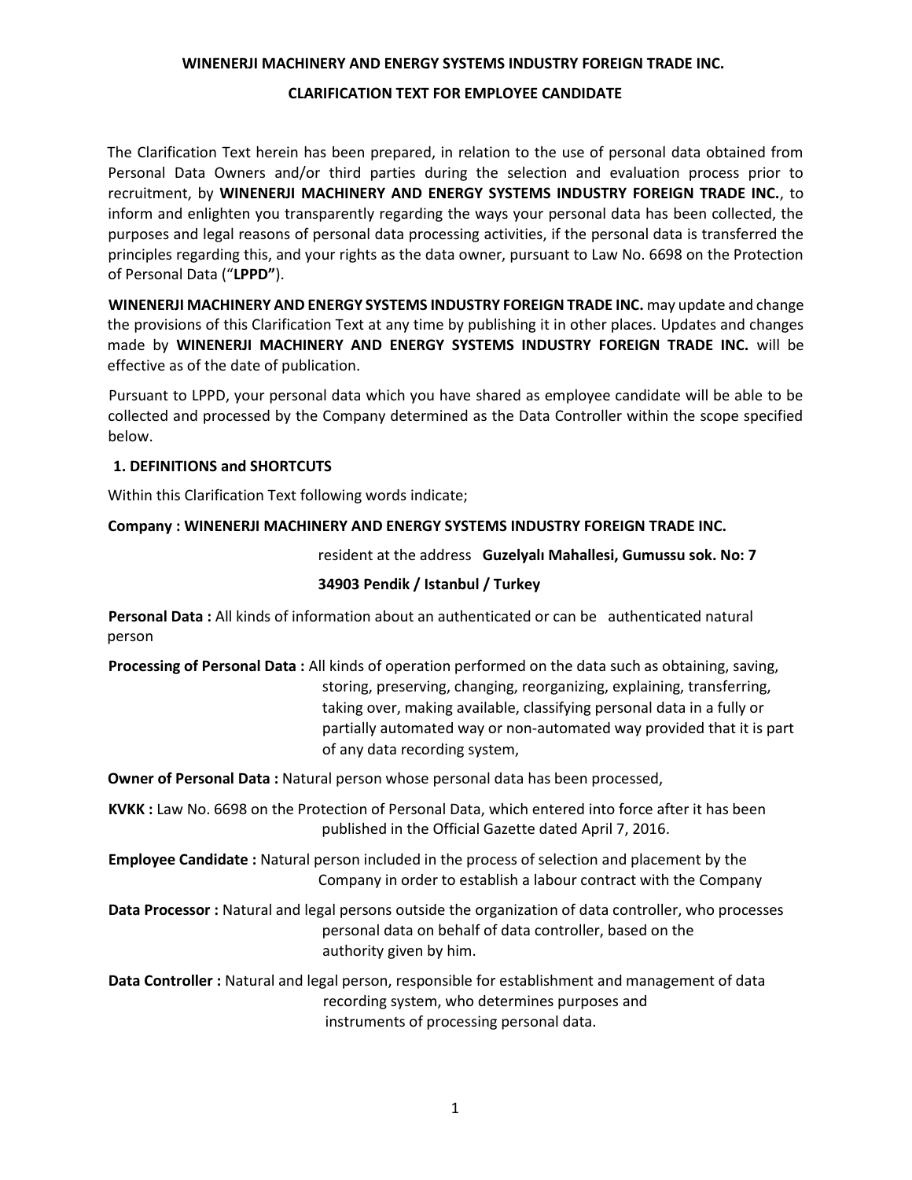**WINENERJI MACHINERY AND ENERGY SYSTEMS INDUSTRY FOREIGN TRADE INC.**

**CLARIFICATION TEXT FOR EMPLOYEE CANDIDATE**

The Clarification Text herein has been prepared, in relation to the use of personal data obtained from Personal Data Owners and/or third parties during the selection and evaluation process prior to recruitment, by **WINENERJI MACHINERY AND ENERGY SYSTEMS INDUSTRY FOREIGN TRADE INC.**, to inform and enlighten you transparently regarding the ways your personal data has been collected, the purposes and legal reasons of personal data processing activities, if the personal data is transferred the principles regarding this, and your rights as the data owner, pursuant to Law No. 6698 on the Protection of Personal Data ("**LPPD"**).

**WINENERJI MACHINERY AND ENERGY SYSTEMS INDUSTRY FOREIGN TRADE INC.** may update and change the provisions of this Clarification Text at any time by publishing it in other places. Updates and changes made by **WINENERJI MACHINERY AND ENERGY SYSTEMS INDUSTRY FOREIGN TRADE INC.** will be effective as of the date of publication.

Pursuant to LPPD, your personal data which you have shared as employee candidate will be able to be collected and processed by the Company determined as the Data Controller within the scope specified below.

## 1. DEFINITIONS and SHORTCUTS

Within this Clarification Text following words indicate;

**Company : WINENERJI MACHINERY AND ENERGY SYSTEMS INDUSTRY FOREIGN TRADE INC.** resident at the address **Guzelyalı Mahallesi, Gumussu sok. No: 7 34903 Pendik / Istanbul / Turkey**

**Personal Data :** All kinds of information about an authenticated or can be authenticated natural person

**Processing of Personal Data :** All kinds of operation performed on the data such as obtaining, saving, storing, preserving, changing, reorganizing, explaining, transferring, taking over, making available, classifying personal data in a fully or partially automated way or non-automated way provided that it is part of any data recording system,

**Owner of Personal Data :** Natural person whose personal data has been processed,

**KVKK :** Law No. 6698 on the Protection of Personal Data, which entered into force after it has been published in the Official Gazette dated April 7, 2016.

**Employee Candidate :** Natural person included in the process of selection and placement by the Company in order to establish a labour contract with the Company

**Data Processor :** Natural and legal persons outside the organization of data controller, who processes personal data on behalf of data controller, based on the authority given by him.

**Data Controller :** Natural and legal person, responsible for establishment and management of data recording system, who determines purposes and instruments of processing personal data.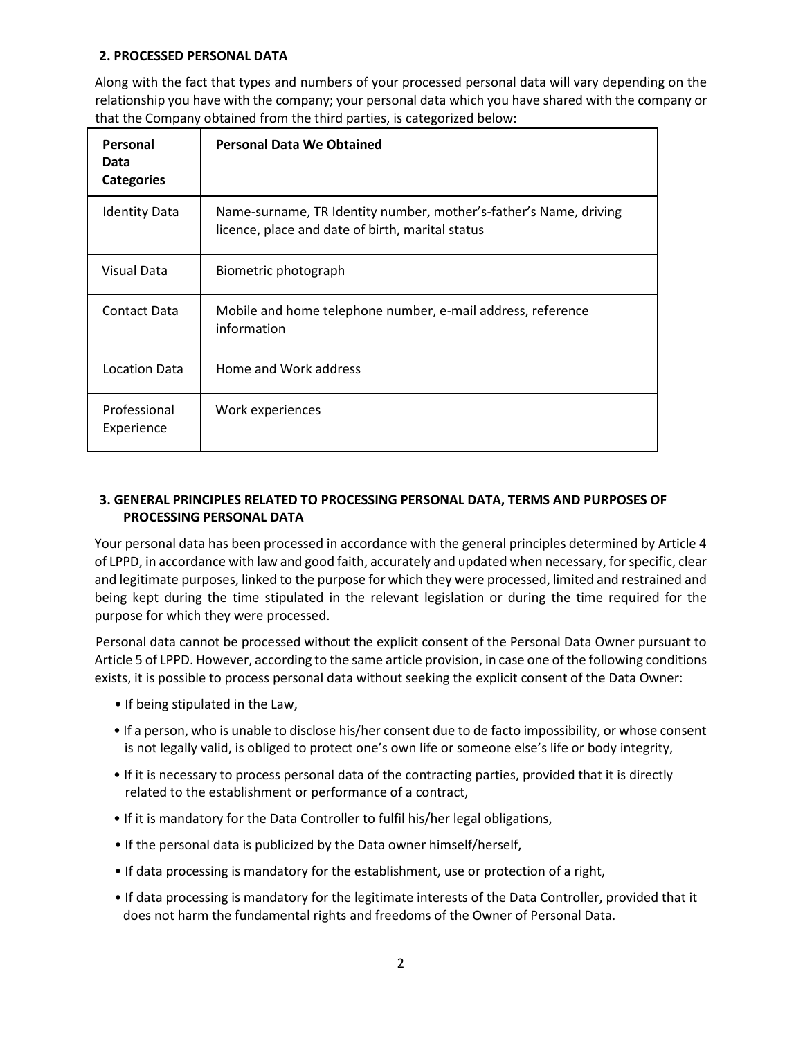## 2. PROCESSED PERSONAL DATA

Along with the fact that types and numbers of your processed personal data will vary depending on the relationship you have with the company; your personal data which you have shared with the company or that the Company obtained from the third parties, is categorized below:

| Personal Data Categories | Personal Data We Obtained |
|---|---|
| Identity Data | Name-surname, TR Identity number, mother's-father's Name, driving licence, place and date of birth, marital status |
| Visual Data | Biometric photograph |
| Contact Data | Mobile and home telephone number, e-mail address, reference information |
| Location Data | Home and Work address |
| Professional Experience | Work experiences |

## 3. GENERAL PRINCIPLES RELATED TO PROCESSING PERSONAL DATA, TERMS AND PURPOSES OF PROCESSING PERSONAL DATA

Your personal data has been processed in accordance with the general principles determined by Article 4 of LPPD, in accordance with law and good faith, accurately and updated when necessary, for specific, clear and legitimate purposes, linked to the purpose for which they were processed, limited and restrained and being kept during the time stipulated in the relevant legislation or during the time required for the purpose for which they were processed.

Personal data cannot be processed without the explicit consent of the Personal Data Owner pursuant to Article 5 of LPPD. However, according to the same article provision, in case one of the following conditions exists, it is possible to process personal data without seeking the explicit consent of the Data Owner:

- If being stipulated in the Law,
- If a person, who is unable to disclose his/her consent due to de facto impossibility, or whose consent is not legally valid, is obliged to protect one's own life or someone else's life or body integrity,
- If it is necessary to process personal data of the contracting parties, provided that it is directly related to the establishment or performance of a contract,
- If it is mandatory for the Data Controller to fulfil his/her legal obligations,
- If the personal data is publicized by the Data owner himself/herself,
- If data processing is mandatory for the establishment, use or protection of a right,
- If data processing is mandatory for the legitimate interests of the Data Controller, provided that it does not harm the fundamental rights and freedoms of the Owner of Personal Data.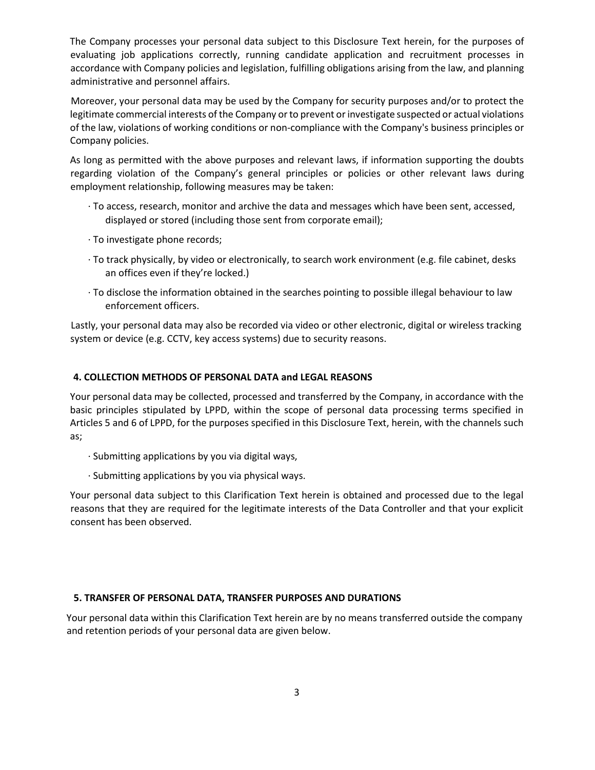The Company processes your personal data subject to this Disclosure Text herein, for the purposes of evaluating job applications correctly, running candidate application and recruitment processes in accordance with Company policies and legislation, fulfilling obligations arising from the law, and planning administrative and personnel affairs.

Moreover, your personal data may be used by the Company for security purposes and/or to protect the legitimate commercial interests of the Company or to prevent or investigate suspected or actual violations of the law, violations of working conditions or non-compliance with the Company's business principles or Company policies.

As long as permitted with the above purposes and relevant laws, if information supporting the doubts regarding violation of the Company's general principles or policies or other relevant laws during employment relationship, following measures may be taken:

· To access, research, monitor and archive the data and messages which have been sent, accessed, displayed or stored (including those sent from corporate email);

· To investigate phone records;

· To track physically, by video or electronically, to search work environment (e.g. file cabinet, desks an offices even if they're locked.)

· To disclose the information obtained in the searches pointing to possible illegal behaviour to law enforcement officers.

Lastly, your personal data may also be recorded via video or other electronic, digital or wireless tracking system or device (e.g. CCTV, key access systems) due to security reasons.

## 4. COLLECTION METHODS OF PERSONAL DATA and LEGAL REASONS

Your personal data may be collected, processed and transferred by the Company, in accordance with the basic principles stipulated by LPPD, within the scope of personal data processing terms specified in Articles 5 and 6 of LPPD, for the purposes specified in this Disclosure Text, herein, with the channels such as;

· Submitting applications by you via digital ways,

· Submitting applications by you via physical ways.

Your personal data subject to this Clarification Text herein is obtained and processed due to the legal reasons that they are required for the legitimate interests of the Data Controller and that your explicit consent has been observed.

## 5. TRANSFER OF PERSONAL DATA, TRANSFER PURPOSES AND DURATIONS

Your personal data within this Clarification Text herein are by no means transferred outside the company and retention periods of your personal data are given below.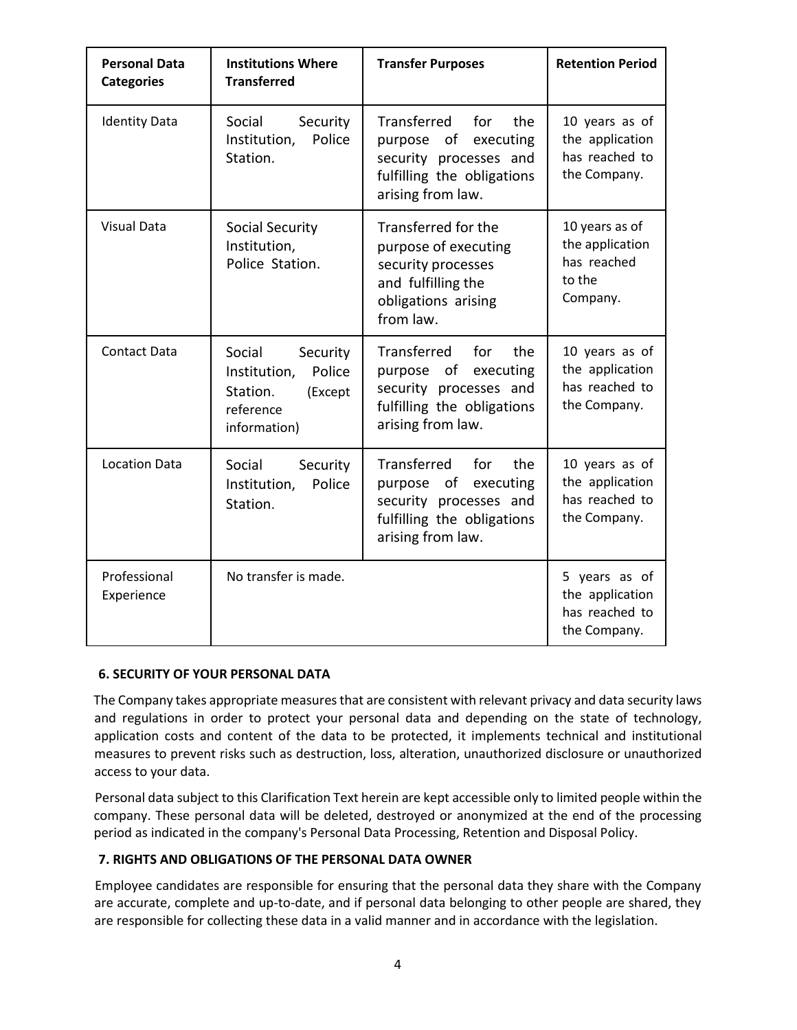| Personal Data Categories | Institutions Where Transferred | Transfer Purposes | Retention Period |
|---|---|---|---|
| Identity Data | Social Security Institution, Police Station. | Transferred for the purpose of executing security processes and fulfilling the obligations arising from law. | 10 years as of the application has reached to the Company. |
| Visual Data | Social Security Institution, Police Station. | Transferred for the purpose of executing security processes and fulfilling the obligations arising from law. | 10 years as of the application has reached to the Company. |
| Contact Data | Social Security Institution, Police Station. (Except reference information) | Transferred for the purpose of executing security processes and fulfilling the obligations arising from law. | 10 years as of the application has reached to the Company. |
| Location Data | Social Security Institution, Police Station. | Transferred for the purpose of executing security processes and fulfilling the obligations arising from law. | 10 years as of the application has reached to the Company. |
| Professional Experience | No transfer is made. | | 5 years as of the application has reached to the Company. |

## 6. SECURITY OF YOUR PERSONAL DATA

The Company takes appropriate measures that are consistent with relevant privacy and data security laws and regulations in order to protect your personal data and depending on the state of technology, application costs and content of the data to be protected, it implements technical and institutional measures to prevent risks such as destruction, loss, alteration, unauthorized disclosure or unauthorized access to your data.

Personal data subject to this Clarification Text herein are kept accessible only to limited people within the company. These personal data will be deleted, destroyed or anonymized at the end of the processing period as indicated in the company's Personal Data Processing, Retention and Disposal Policy.

## 7. RIGHTS AND OBLIGATIONS OF THE PERSONAL DATA OWNER

Employee candidates are responsible for ensuring that the personal data they share with the Company are accurate, complete and up-to-date, and if personal data belonging to other people are shared, they are responsible for collecting these data in a valid manner and in accordance with the legislation.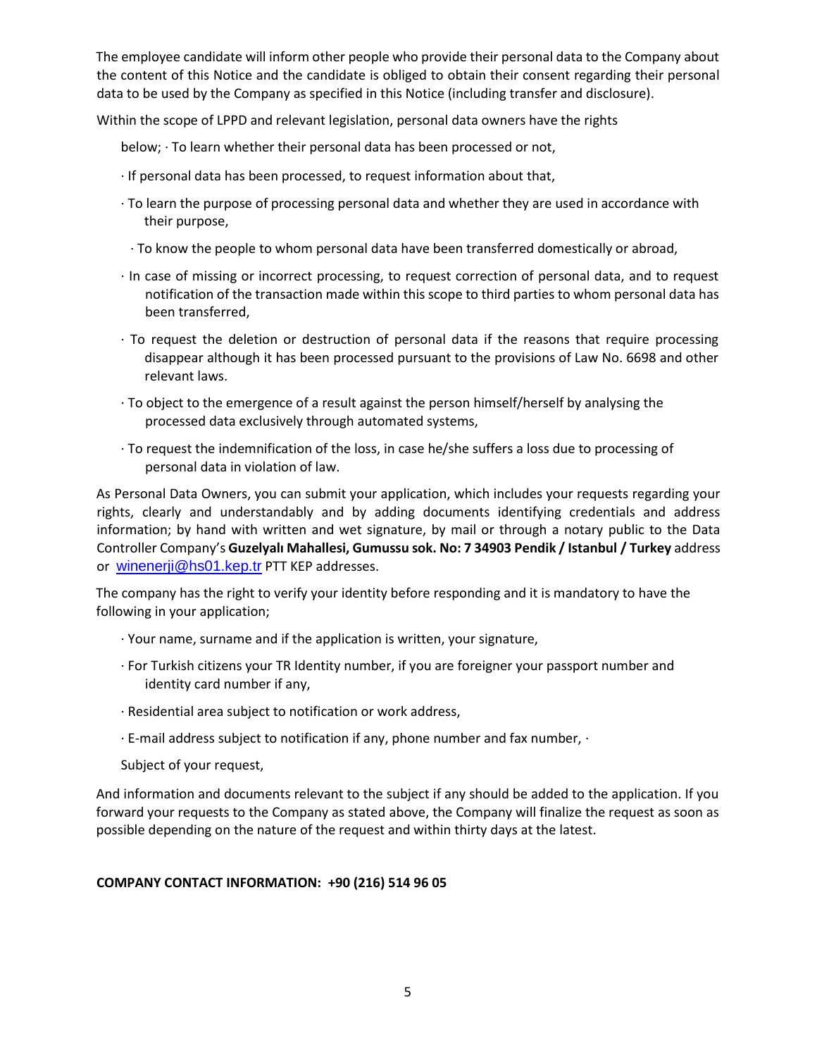The employee candidate will inform other people who provide their personal data to the Company about the content of this Notice and the candidate is obliged to obtain their consent regarding their personal data to be used by the Company as specified in this Notice (including transfer and disclosure).

Within the scope of LPPD and relevant legislation, personal data owners have the rights below;

- To learn whether their personal data has been processed or not,
- If personal data has been processed, to request information about that,
- To learn the purpose of processing personal data and whether they are used in accordance with their purpose,
- To know the people to whom personal data have been transferred domestically or abroad,
- In case of missing or incorrect processing, to request correction of personal data, and to request notification of the transaction made within this scope to third parties to whom personal data has been transferred,
- To request the deletion or destruction of personal data if the reasons that require processing disappear although it has been processed pursuant to the provisions of Law No. 6698 and other relevant laws.
- To object to the emergence of a result against the person himself/herself by analysing the processed data exclusively through automated systems,
- To request the indemnification of the loss, in case he/she suffers a loss due to processing of personal data in violation of law.

As Personal Data Owners, you can submit your application, which includes your requests regarding your rights, clearly and understandably and by adding documents identifying credentials and address information; by hand with written and wet signature, by mail or through a notary public to the Data Controller Company's **Guzelyalı Mahallesi, Gumussu sok. No: 7 34903 Pendik / Istanbul / Turkey** address or winenerji@hs01.kep.tr PTT KEP addresses.

The company has the right to verify your identity before responding and it is mandatory to have the following in your application;

- Your name, surname and if the application is written, your signature,
- For Turkish citizens your TR Identity number, if you are foreigner your passport number and identity card number if any,
- Residential area subject to notification or work address,
- E-mail address subject to notification if any, phone number and fax number,
- Subject of your request,

And information and documents relevant to the subject if any should be added to the application. If you forward your requests to the Company as stated above, the Company will finalize the request as soon as possible depending on the nature of the request and within thirty days at the latest.

**COMPANY CONTACT INFORMATION: +90 (216) 514 96 05**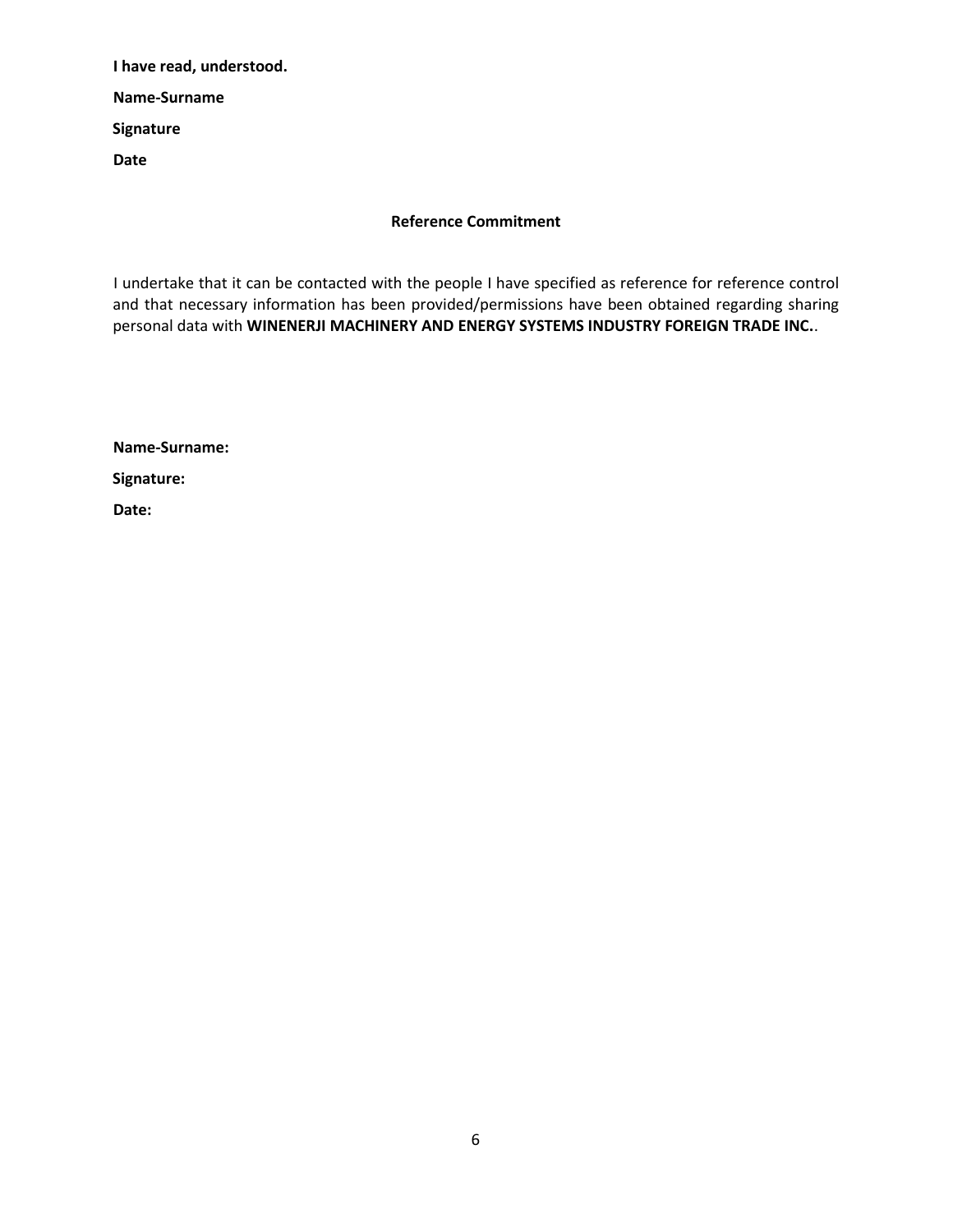**I have read, understood.**

**Name-Surname**

**Signature**

**Date**

**Reference Commitment**

I undertake that it can be contacted with the people I have specified as reference for reference control and that necessary information has been provided/permissions have been obtained regarding sharing personal data with **WINENERJI MACHINERY AND ENERGY SYSTEMS INDUSTRY FOREIGN TRADE INC.**.

**Name-Surname:**

**Signature:**

**Date:**